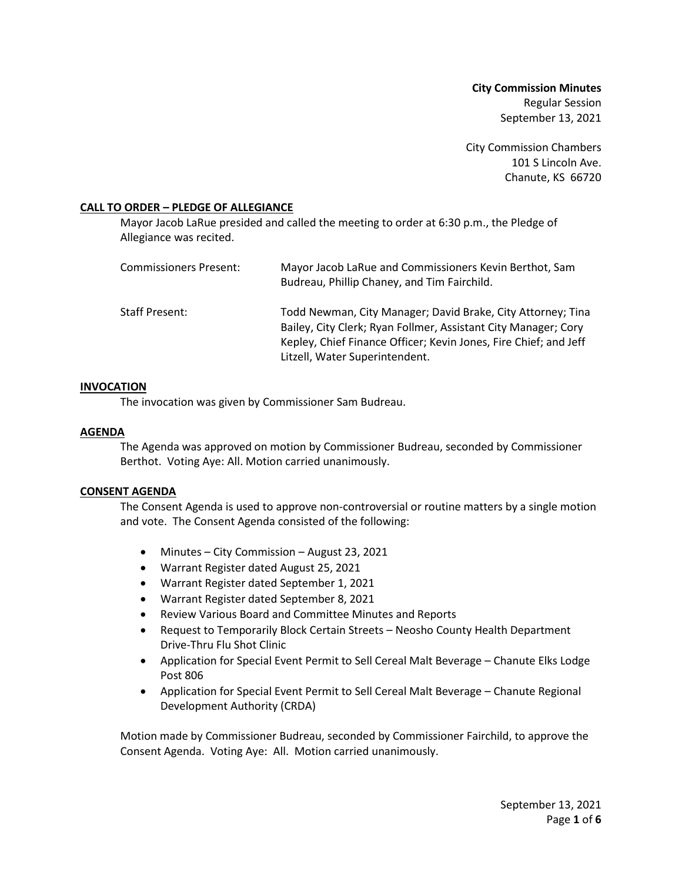**City Commission Minutes**
Regular Session
September 13, 2021

City Commission Chambers
101 S Lincoln Ave.
Chanute, KS 66720

## CALL TO ORDER – PLEDGE OF ALLEGIANCE

Mayor Jacob LaRue presided and called the meeting to order at 6:30 p.m., the Pledge of Allegiance was recited.

| | |
|---|---|
| Commissioners Present: | Mayor Jacob LaRue and Commissioners Kevin Berthot, Sam Budreau, Phillip Chaney, and Tim Fairchild. |
| Staff Present: | Todd Newman, City Manager; David Brake, City Attorney; Tina Bailey, City Clerk; Ryan Follmer, Assistant City Manager; Cory Kepley, Chief Finance Officer; Kevin Jones, Fire Chief; and Jeff Litzell, Water Superintendent. |

## INVOCATION

The invocation was given by Commissioner Sam Budreau.

## AGENDA

The Agenda was approved on motion by Commissioner Budreau, seconded by Commissioner Berthot. Voting Aye: All. Motion carried unanimously.

## CONSENT AGENDA

The Consent Agenda is used to approve non-controversial or routine matters by a single motion and vote. The Consent Agenda consisted of the following:

- Minutes – City Commission – August 23, 2021
- Warrant Register dated August 25, 2021
- Warrant Register dated September 1, 2021
- Warrant Register dated September 8, 2021
- Review Various Board and Committee Minutes and Reports
- Request to Temporarily Block Certain Streets – Neosho County Health Department Drive-Thru Flu Shot Clinic
- Application for Special Event Permit to Sell Cereal Malt Beverage – Chanute Elks Lodge Post 806
- Application for Special Event Permit to Sell Cereal Malt Beverage – Chanute Regional Development Authority (CRDA)

Motion made by Commissioner Budreau, seconded by Commissioner Fairchild, to approve the Consent Agenda. Voting Aye: All. Motion carried unanimously.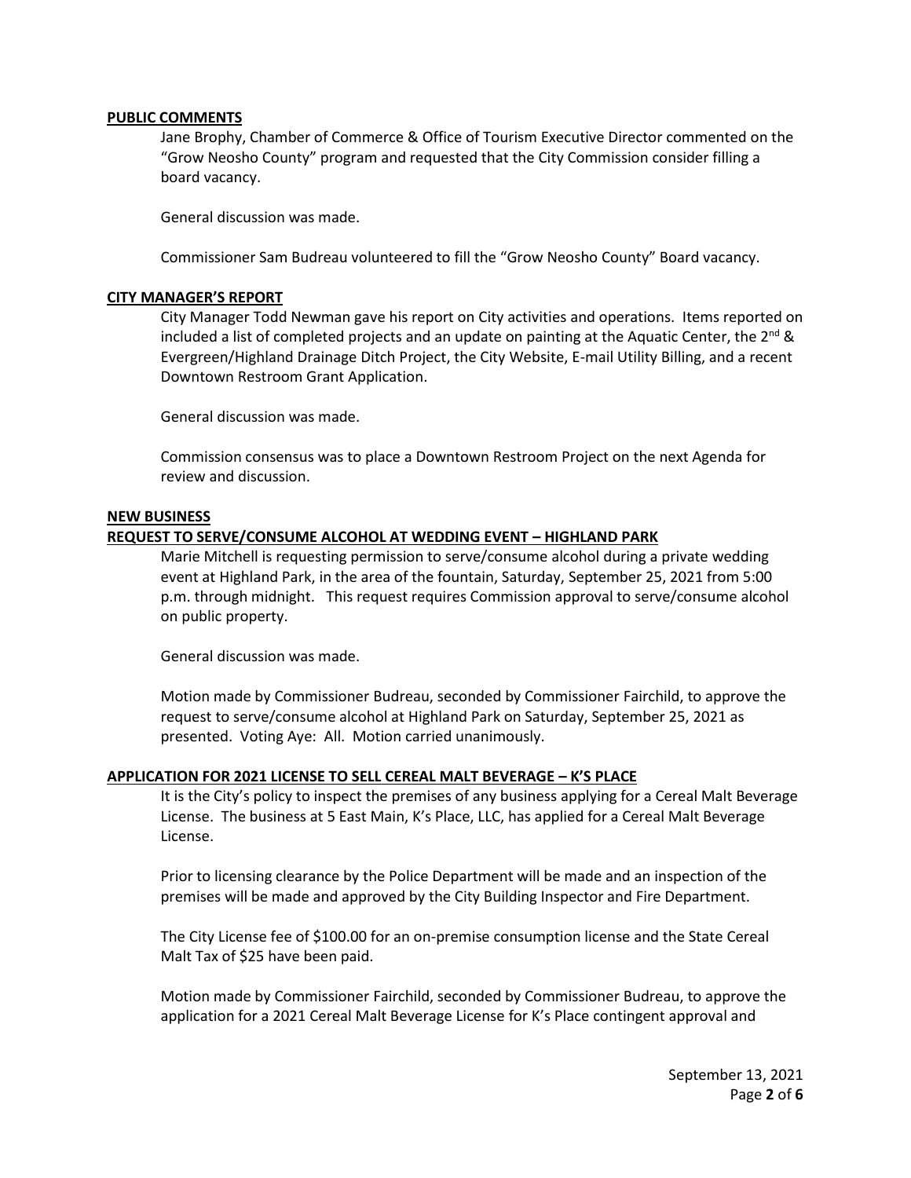**PUBLIC COMMENTS**

Jane Brophy, Chamber of Commerce & Office of Tourism Executive Director commented on the "Grow Neosho County" program and requested that the City Commission consider filling a board vacancy.

General discussion was made.

Commissioner Sam Budreau volunteered to fill the "Grow Neosho County" Board vacancy.

**CITY MANAGER'S REPORT**

City Manager Todd Newman gave his report on City activities and operations. Items reported on included a list of completed projects and an update on painting at the Aquatic Center, the 2nd & Evergreen/Highland Drainage Ditch Project, the City Website, E-mail Utility Billing, and a recent Downtown Restroom Grant Application.

General discussion was made.

Commission consensus was to place a Downtown Restroom Project on the next Agenda for review and discussion.

**NEW BUSINESS**

**REQUEST TO SERVE/CONSUME ALCOHOL AT WEDDING EVENT – HIGHLAND PARK**

Marie Mitchell is requesting permission to serve/consume alcohol during a private wedding event at Highland Park, in the area of the fountain, Saturday, September 25, 2021 from 5:00 p.m. through midnight. This request requires Commission approval to serve/consume alcohol on public property.

General discussion was made.

Motion made by Commissioner Budreau, seconded by Commissioner Fairchild, to approve the request to serve/consume alcohol at Highland Park on Saturday, September 25, 2021 as presented. Voting Aye: All. Motion carried unanimously.

**APPLICATION FOR 2021 LICENSE TO SELL CEREAL MALT BEVERAGE – K'S PLACE**

It is the City's policy to inspect the premises of any business applying for a Cereal Malt Beverage License. The business at 5 East Main, K's Place, LLC, has applied for a Cereal Malt Beverage License.

Prior to licensing clearance by the Police Department will be made and an inspection of the premises will be made and approved by the City Building Inspector and Fire Department.

The City License fee of $100.00 for an on-premise consumption license and the State Cereal Malt Tax of $25 have been paid.

Motion made by Commissioner Fairchild, seconded by Commissioner Budreau, to approve the application for a 2021 Cereal Malt Beverage License for K's Place contingent approval and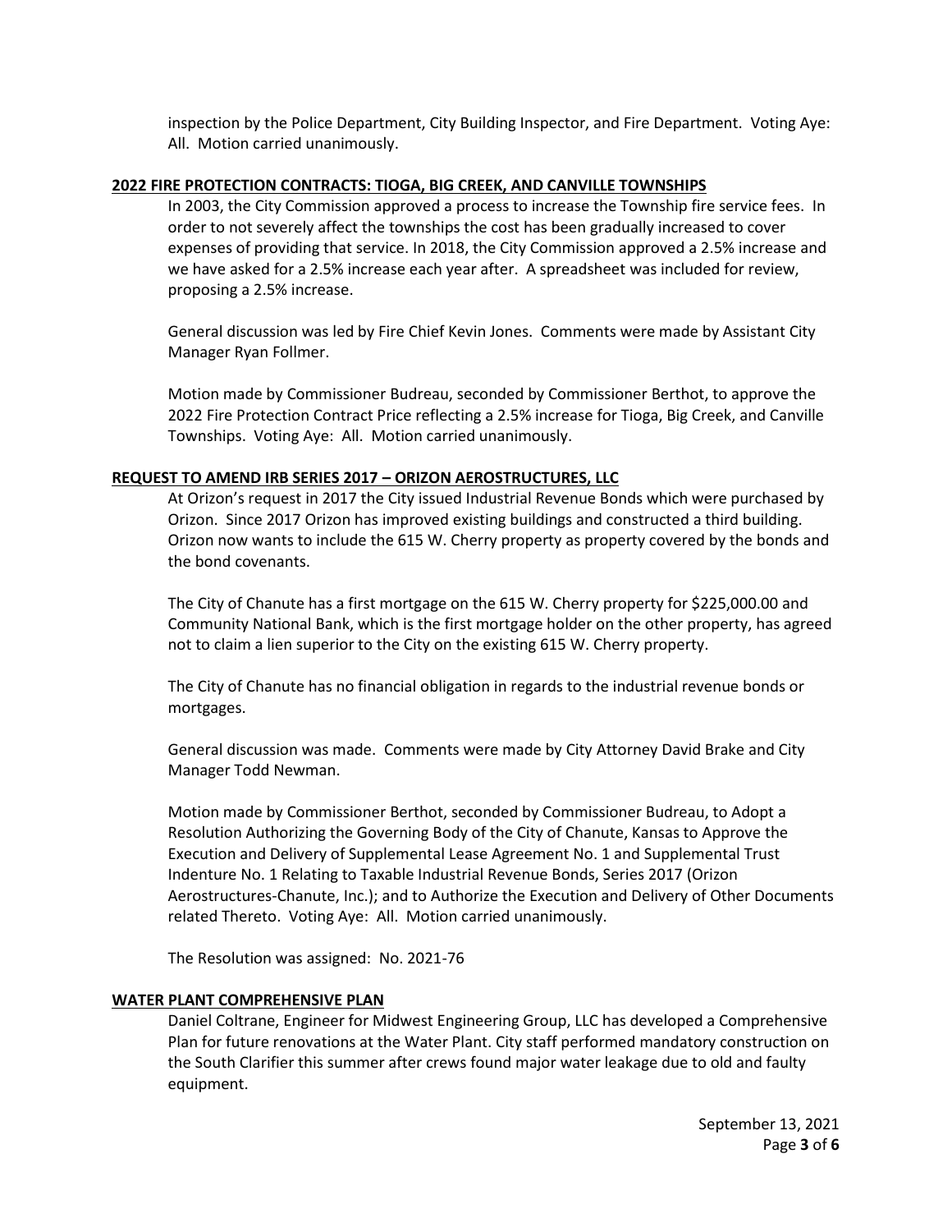inspection by the Police Department, City Building Inspector, and Fire Department. Voting Aye: All. Motion carried unanimously.

**2022 FIRE PROTECTION CONTRACTS: TIOGA, BIG CREEK, AND CANVILLE TOWNSHIPS**

In 2003, the City Commission approved a process to increase the Township fire service fees. In order to not severely affect the townships the cost has been gradually increased to cover expenses of providing that service. In 2018, the City Commission approved a 2.5% increase and we have asked for a 2.5% increase each year after. A spreadsheet was included for review, proposing a 2.5% increase.

General discussion was led by Fire Chief Kevin Jones. Comments were made by Assistant City Manager Ryan Follmer.

Motion made by Commissioner Budreau, seconded by Commissioner Berthot, to approve the 2022 Fire Protection Contract Price reflecting a 2.5% increase for Tioga, Big Creek, and Canville Townships. Voting Aye: All. Motion carried unanimously.

**REQUEST TO AMEND IRB SERIES 2017 – ORIZON AEROSTRUCTURES, LLC**

At Orizon's request in 2017 the City issued Industrial Revenue Bonds which were purchased by Orizon. Since 2017 Orizon has improved existing buildings and constructed a third building. Orizon now wants to include the 615 W. Cherry property as property covered by the bonds and the bond covenants.

The City of Chanute has a first mortgage on the 615 W. Cherry property for $225,000.00 and Community National Bank, which is the first mortgage holder on the other property, has agreed not to claim a lien superior to the City on the existing 615 W. Cherry property.

The City of Chanute has no financial obligation in regards to the industrial revenue bonds or mortgages.

General discussion was made. Comments were made by City Attorney David Brake and City Manager Todd Newman.

Motion made by Commissioner Berthot, seconded by Commissioner Budreau, to Adopt a Resolution Authorizing the Governing Body of the City of Chanute, Kansas to Approve the Execution and Delivery of Supplemental Lease Agreement No. 1 and Supplemental Trust Indenture No. 1 Relating to Taxable Industrial Revenue Bonds, Series 2017 (Orizon Aerostructures-Chanute, Inc.); and to Authorize the Execution and Delivery of Other Documents related Thereto. Voting Aye: All. Motion carried unanimously.

The Resolution was assigned: No. 2021-76

**WATER PLANT COMPREHENSIVE PLAN**

Daniel Coltrane, Engineer for Midwest Engineering Group, LLC has developed a Comprehensive Plan for future renovations at the Water Plant. City staff performed mandatory construction on the South Clarifier this summer after crews found major water leakage due to old and faulty equipment.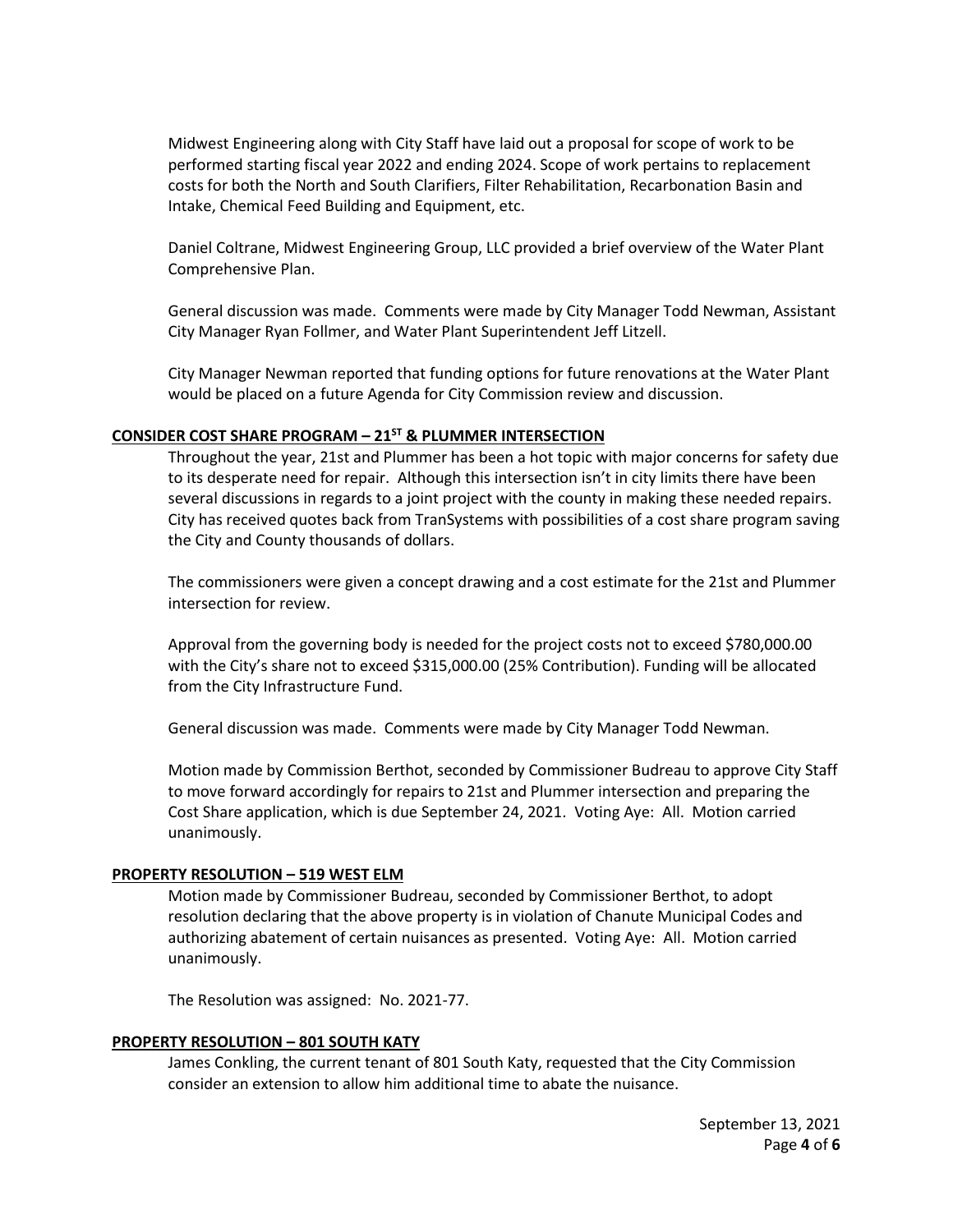Midwest Engineering along with City Staff have laid out a proposal for scope of work to be performed starting fiscal year 2022 and ending 2024. Scope of work pertains to replacement costs for both the North and South Clarifiers, Filter Rehabilitation, Recarbonation Basin and Intake, Chemical Feed Building and Equipment, etc.

Daniel Coltrane, Midwest Engineering Group, LLC provided a brief overview of the Water Plant Comprehensive Plan.

General discussion was made. Comments were made by City Manager Todd Newman, Assistant City Manager Ryan Follmer, and Water Plant Superintendent Jeff Litzell.

City Manager Newman reported that funding options for future renovations at the Water Plant would be placed on a future Agenda for City Commission review and discussion.

**CONSIDER COST SHARE PROGRAM – 21ST & PLUMMER INTERSECTION**

Throughout the year, 21st and Plummer has been a hot topic with major concerns for safety due to its desperate need for repair. Although this intersection isn't in city limits there have been several discussions in regards to a joint project with the county in making these needed repairs. City has received quotes back from TranSystems with possibilities of a cost share program saving the City and County thousands of dollars.

The commissioners were given a concept drawing and a cost estimate for the 21st and Plummer intersection for review.

Approval from the governing body is needed for the project costs not to exceed $780,000.00 with the City's share not to exceed $315,000.00 (25% Contribution). Funding will be allocated from the City Infrastructure Fund.

General discussion was made. Comments were made by City Manager Todd Newman.

Motion made by Commission Berthot, seconded by Commissioner Budreau to approve City Staff to move forward accordingly for repairs to 21st and Plummer intersection and preparing the Cost Share application, which is due September 24, 2021. Voting Aye: All. Motion carried unanimously.

**PROPERTY RESOLUTION – 519 WEST ELM**

Motion made by Commissioner Budreau, seconded by Commissioner Berthot, to adopt resolution declaring that the above property is in violation of Chanute Municipal Codes and authorizing abatement of certain nuisances as presented. Voting Aye: All. Motion carried unanimously.

The Resolution was assigned: No. 2021-77.

**PROPERTY RESOLUTION – 801 SOUTH KATY**

James Conkling, the current tenant of 801 South Katy, requested that the City Commission consider an extension to allow him additional time to abate the nuisance.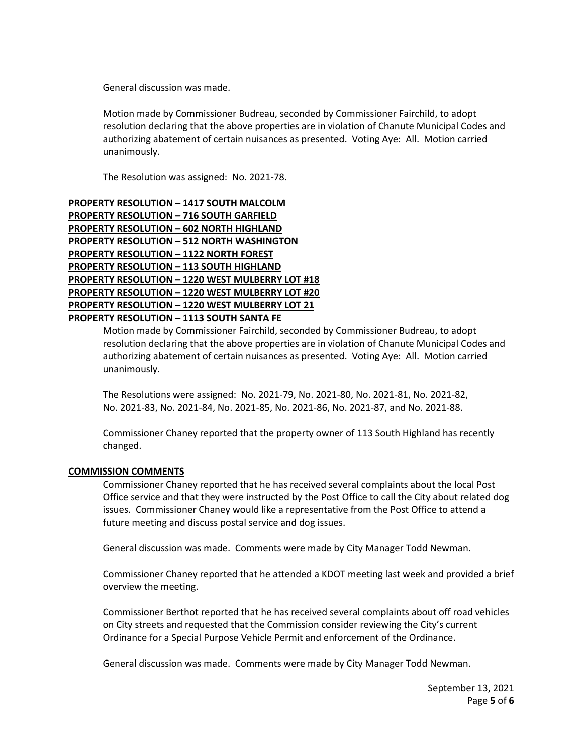General discussion was made.

Motion made by Commissioner Budreau, seconded by Commissioner Fairchild, to adopt resolution declaring that the above properties are in violation of Chanute Municipal Codes and authorizing abatement of certain nuisances as presented. Voting Aye: All. Motion carried unanimously.

The Resolution was assigned: No. 2021-78.

**PROPERTY RESOLUTION – 1417 SOUTH MALCOLM**
**PROPERTY RESOLUTION – 716 SOUTH GARFIELD**
**PROPERTY RESOLUTION – 602 NORTH HIGHLAND**
**PROPERTY RESOLUTION – 512 NORTH WASHINGTON**
**PROPERTY RESOLUTION – 1122 NORTH FOREST**
**PROPERTY RESOLUTION – 113 SOUTH HIGHLAND**
**PROPERTY RESOLUTION – 1220 WEST MULBERRY LOT #18**
**PROPERTY RESOLUTION – 1220 WEST MULBERRY LOT #20**
**PROPERTY RESOLUTION – 1220 WEST MULBERRY LOT 21**
**PROPERTY RESOLUTION – 1113 SOUTH SANTA FE**

Motion made by Commissioner Fairchild, seconded by Commissioner Budreau, to adopt resolution declaring that the above properties are in violation of Chanute Municipal Codes and authorizing abatement of certain nuisances as presented. Voting Aye: All. Motion carried unanimously.

The Resolutions were assigned: No. 2021-79, No. 2021-80, No. 2021-81, No. 2021-82, No. 2021-83, No. 2021-84, No. 2021-85, No. 2021-86, No. 2021-87, and No. 2021-88.

Commissioner Chaney reported that the property owner of 113 South Highland has recently changed.

**COMMISSION COMMENTS**

Commissioner Chaney reported that he has received several complaints about the local Post Office service and that they were instructed by the Post Office to call the City about related dog issues. Commissioner Chaney would like a representative from the Post Office to attend a future meeting and discuss postal service and dog issues.

General discussion was made. Comments were made by City Manager Todd Newman.

Commissioner Chaney reported that he attended a KDOT meeting last week and provided a brief overview the meeting.

Commissioner Berthot reported that he has received several complaints about off road vehicles on City streets and requested that the Commission consider reviewing the City's current Ordinance for a Special Purpose Vehicle Permit and enforcement of the Ordinance.

General discussion was made. Comments were made by City Manager Todd Newman.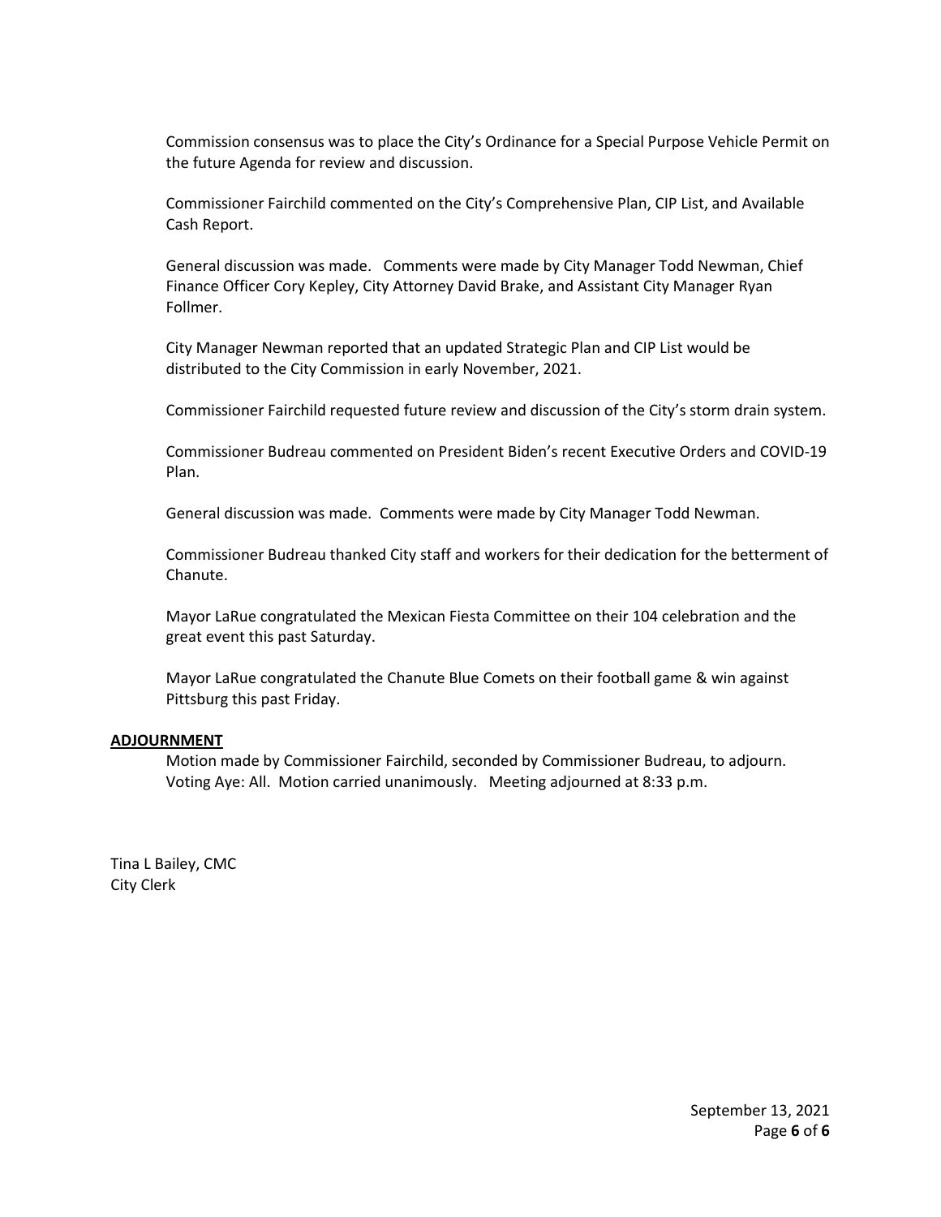Commission consensus was to place the City's Ordinance for a Special Purpose Vehicle Permit on the future Agenda for review and discussion.

Commissioner Fairchild commented on the City's Comprehensive Plan, CIP List, and Available Cash Report.

General discussion was made. Comments were made by City Manager Todd Newman, Chief Finance Officer Cory Kepley, City Attorney David Brake, and Assistant City Manager Ryan Follmer.

City Manager Newman reported that an updated Strategic Plan and CIP List would be distributed to the City Commission in early November, 2021.

Commissioner Fairchild requested future review and discussion of the City's storm drain system.

Commissioner Budreau commented on President Biden's recent Executive Orders and COVID-19 Plan.

General discussion was made. Comments were made by City Manager Todd Newman.

Commissioner Budreau thanked City staff and workers for their dedication for the betterment of Chanute.

Mayor LaRue congratulated the Mexican Fiesta Committee on their 104 celebration and the great event this past Saturday.

Mayor LaRue congratulated the Chanute Blue Comets on their football game & win against Pittsburg this past Friday.

**ADJOURNMENT**

Motion made by Commissioner Fairchild, seconded by Commissioner Budreau, to adjourn. Voting Aye: All. Motion carried unanimously. Meeting adjourned at 8:33 p.m.

Tina L Bailey, CMC
City Clerk

September 13, 2021